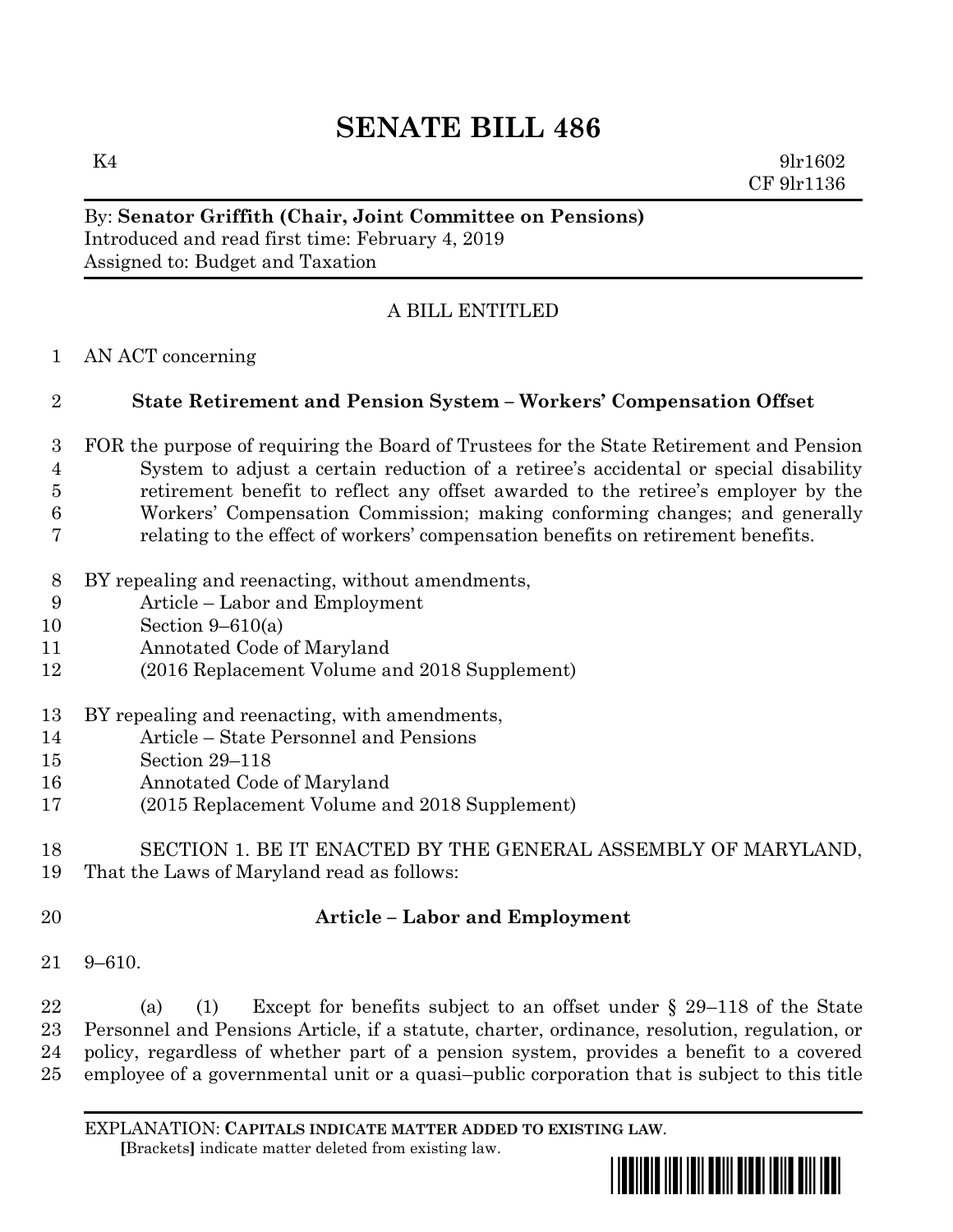# SENATE BILL 486

K4 9lr1602
CF 9lr1136

By: **Senator Griffith (Chair, Joint Committee on Pensions)**
Introduced and read first time: February 4, 2019
Assigned to: Budget and Taxation

A BILL ENTITLED

AN ACT concerning

**State Retirement and Pension System – Workers' Compensation Offset**

FOR the purpose of requiring the Board of Trustees for the State Retirement and Pension System to adjust a certain reduction of a retiree's accidental or special disability retirement benefit to reflect any offset awarded to the retiree's employer by the Workers' Compensation Commission; making conforming changes; and generally relating to the effect of workers' compensation benefits on retirement benefits.

BY repealing and reenacting, without amendments,
Article – Labor and Employment
Section 9–610(a)
Annotated Code of Maryland
(2016 Replacement Volume and 2018 Supplement)

BY repealing and reenacting, with amendments,
Article – State Personnel and Pensions
Section 29–118
Annotated Code of Maryland
(2015 Replacement Volume and 2018 Supplement)

SECTION 1. BE IT ENACTED BY THE GENERAL ASSEMBLY OF MARYLAND, That the Laws of Maryland read as follows:

**Article – Labor and Employment**

9–610.

(a) (1) Except for benefits subject to an offset under § 29–118 of the State Personnel and Pensions Article, if a statute, charter, ordinance, resolution, regulation, or policy, regardless of whether part of a pension system, provides a benefit to a covered employee of a governmental unit or a quasi–public corporation that is subject to this title

EXPLANATION: **CAPITALS INDICATE MATTER ADDED TO EXISTING LAW**.
[Brackets] indicate matter deleted from existing law.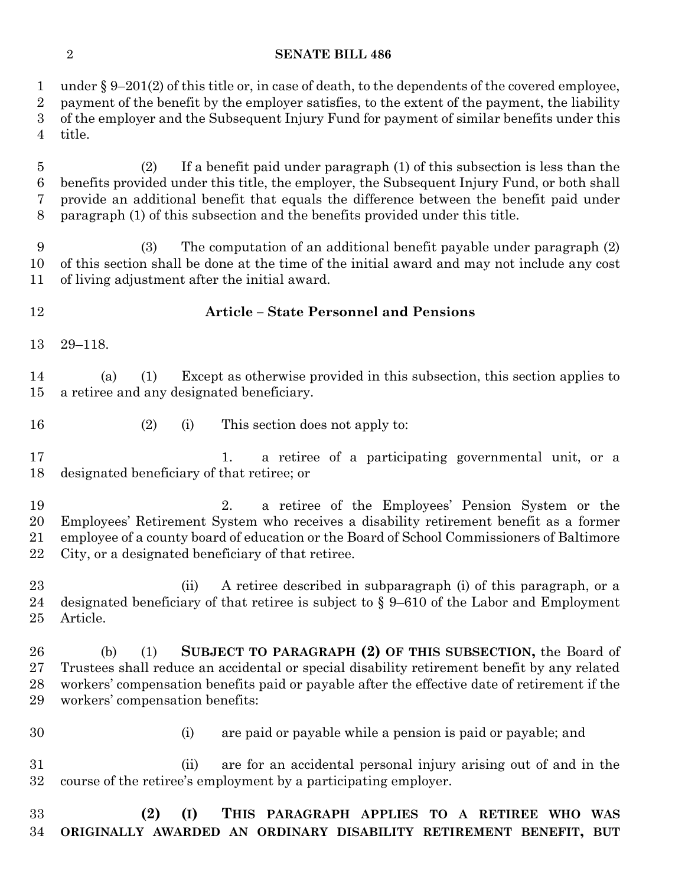under § 9–201(2) of this title or, in case of death, to the dependents of the covered employee, payment of the benefit by the employer satisfies, to the extent of the payment, the liability of the employer and the Subsequent Injury Fund for payment of similar benefits under this title.

(2) If a benefit paid under paragraph (1) of this subsection is less than the benefits provided under this title, the employer, the Subsequent Injury Fund, or both shall provide an additional benefit that equals the difference between the benefit paid under paragraph (1) of this subsection and the benefits provided under this title.

(3) The computation of an additional benefit payable under paragraph (2) of this section shall be done at the time of the initial award and may not include any cost of living adjustment after the initial award.

## Article – State Personnel and Pensions

29–118.

(a) (1) Except as otherwise provided in this subsection, this section applies to a retiree and any designated beneficiary.

(2) (i) This section does not apply to:

1. a retiree of a participating governmental unit, or a designated beneficiary of that retiree; or

2. a retiree of the Employees' Pension System or the Employees' Retirement System who receives a disability retirement benefit as a former employee of a county board of education or the Board of School Commissioners of Baltimore City, or a designated beneficiary of that retiree.

(ii) A retiree described in subparagraph (i) of this paragraph, or a designated beneficiary of that retiree is subject to § 9–610 of the Labor and Employment Article.

(b) (1) **SUBJECT TO PARAGRAPH (2) OF THIS SUBSECTION,** the Board of Trustees shall reduce an accidental or special disability retirement benefit by any related workers' compensation benefits paid or payable after the effective date of retirement if the workers' compensation benefits:

(i) are paid or payable while a pension is paid or payable; and

(ii) are for an accidental personal injury arising out of and in the course of the retiree's employment by a participating employer.

**(2) (I) THIS PARAGRAPH APPLIES TO A RETIREE WHO WAS ORIGINALLY AWARDED AN ORDINARY DISABILITY RETIREMENT BENEFIT, BUT**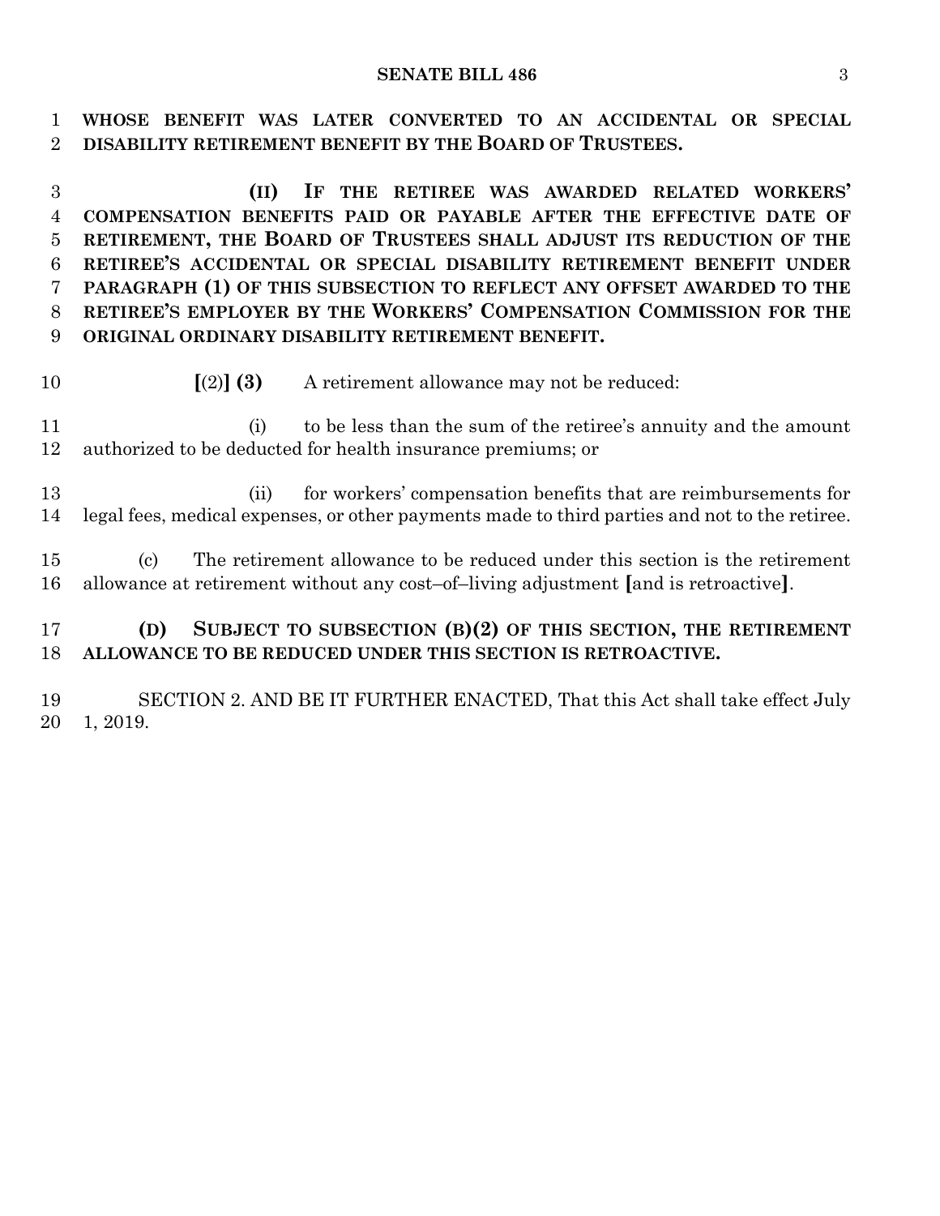**WHOSE BENEFIT WAS LATER CONVERTED TO AN ACCIDENTAL OR SPECIAL DISABILITY RETIREMENT BENEFIT BY THE BOARD OF TRUSTEES.**

**(II) IF THE RETIREE WAS AWARDED RELATED WORKERS' COMPENSATION BENEFITS PAID OR PAYABLE AFTER THE EFFECTIVE DATE OF RETIREMENT, THE BOARD OF TRUSTEES SHALL ADJUST ITS REDUCTION OF THE RETIREE'S ACCIDENTAL OR SPECIAL DISABILITY RETIREMENT BENEFIT UNDER PARAGRAPH (1) OF THIS SUBSECTION TO REFLECT ANY OFFSET AWARDED TO THE RETIREE'S EMPLOYER BY THE WORKERS' COMPENSATION COMMISSION FOR THE ORIGINAL ORDINARY DISABILITY RETIREMENT BENEFIT.**

**[**(2)**] (3)** A retirement allowance may not be reduced:

(i) to be less than the sum of the retiree's annuity and the amount authorized to be deducted for health insurance premiums; or

(ii) for workers' compensation benefits that are reimbursements for legal fees, medical expenses, or other payments made to third parties and not to the retiree.

(c) The retirement allowance to be reduced under this section is the retirement allowance at retirement without any cost–of–living adjustment **[**and is retroactive**]**.

**(D) SUBJECT TO SUBSECTION (B)(2) OF THIS SECTION, THE RETIREMENT ALLOWANCE TO BE REDUCED UNDER THIS SECTION IS RETROACTIVE.**

SECTION 2. AND BE IT FURTHER ENACTED, That this Act shall take effect July 1, 2019.